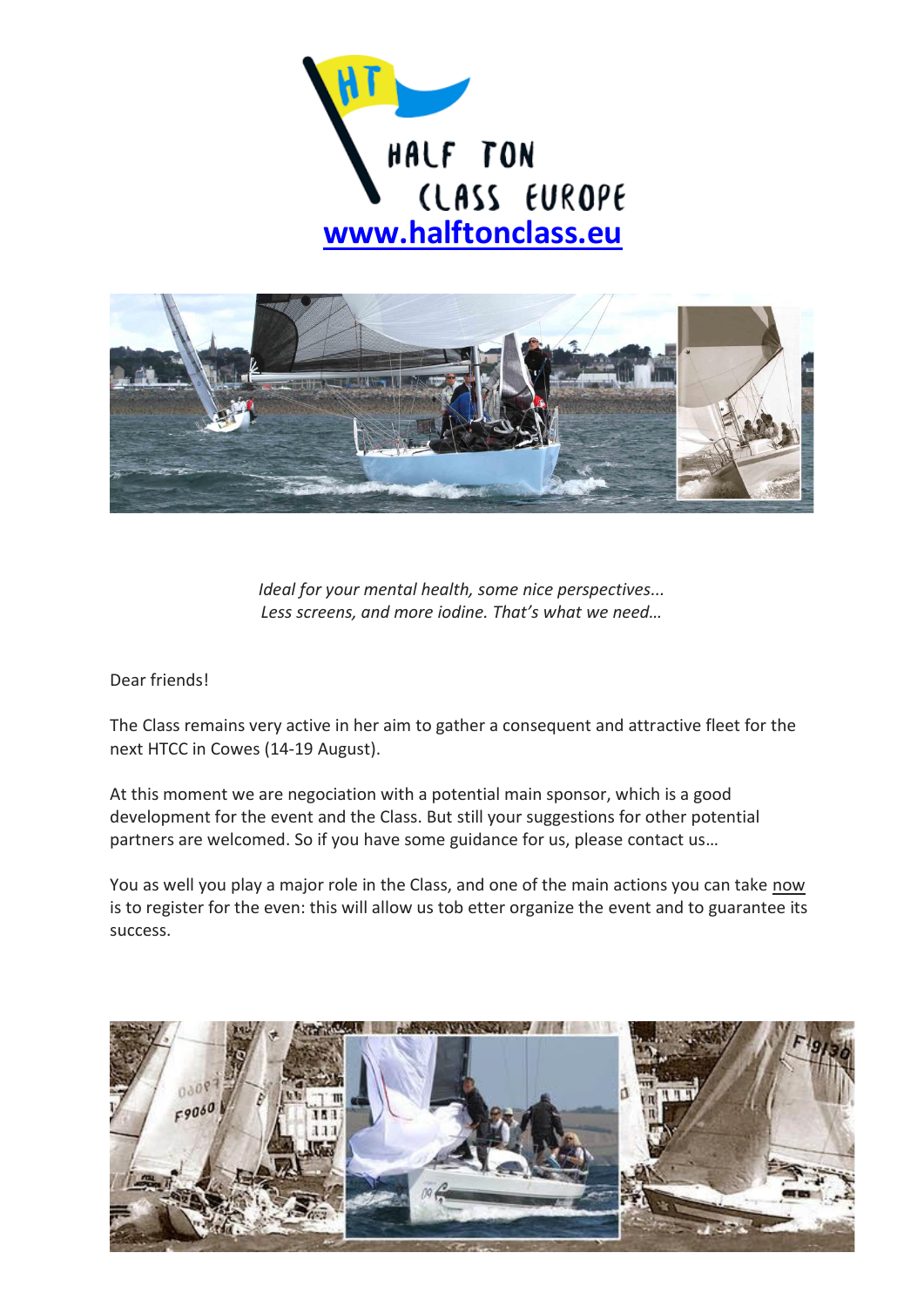HALF TON CLASS EUROPE

[www.halftonclass.eu](http://www.halftonclass.eu)

*Ideal for your mental health, some nice perspectives...*
*Less screens, and more iodine. That's what we need…*

Dear friends!

The Class remains very active in her aim to gather a consequent and attractive fleet for the next HTCC in Cowes (14-19 August).

At this moment we are negociation with a potential main sponsor, which is a good development for the event and the Class. But still your suggestions for other potential partners are welcomed. So if you have some guidance for us, please contact us…

You as well you play a major role in the Class, and one of the main actions you can take now is to register for the even: this will allow us tob etter organize the event and to guarantee its success.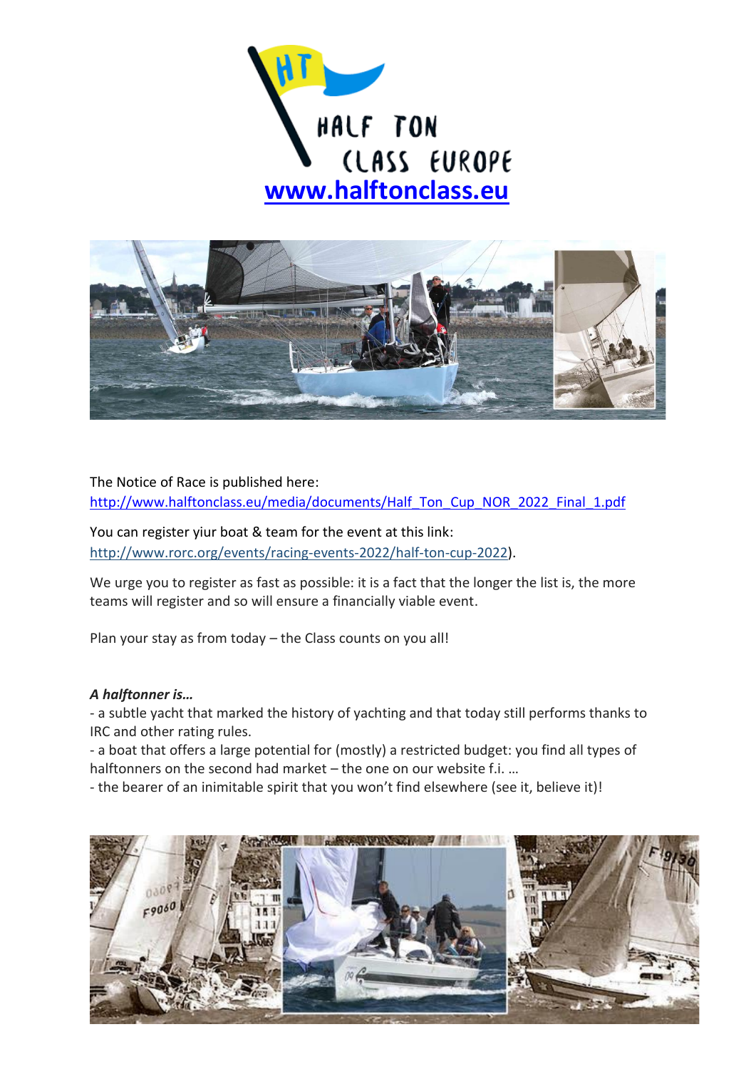**www.halftonclass.eu**

The Notice of Race is published here:
http://www.halftonclass.eu/media/documents/Half_Ton_Cup_NOR_2022_Final_1.pdf

You can register yiur boat & team for the event at this link:
http://www.rorc.org/events/racing-events-2022/half-ton-cup-2022).

We urge you to register as fast as possible: it is a fact that the longer the list is, the more teams will register and so will ensure a financially viable event.

Plan your stay as from today – the Class counts on you all!

***A halftonner is…***

- a subtle yacht that marked the history of yachting and that today still performs thanks to IRC and other rating rules.
- a boat that offers a large potential for (mostly) a restricted budget: you find all types of halftonners on the second had market – the one on our website f.i. …
- the bearer of an inimitable spirit that you won't find elsewhere (see it, believe it)!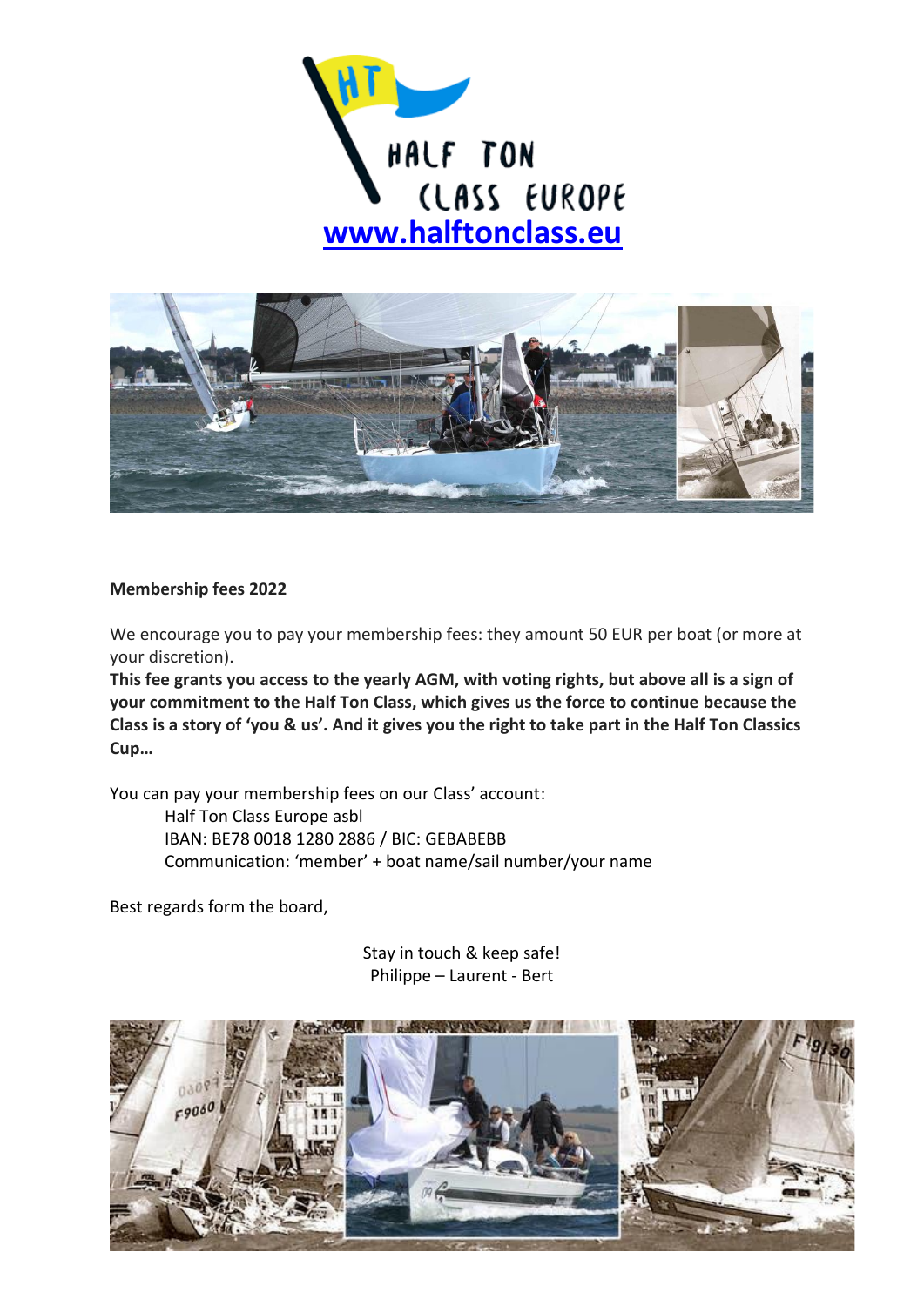HALF TON CLASS EUROPE

[www.halftonclass.eu](http://www.halftonclass.eu)

**Membership fees 2022**

We encourage you to pay your membership fees: they amount 50 EUR per boat (or more at your discretion).

**This fee grants you access to the yearly AGM, with voting rights, but above all is a sign of your commitment to the Half Ton Class, which gives us the force to continue because the Class is a story of 'you & us'. And it gives you the right to take part in the Half Ton Classics Cup…**

You can pay your membership fees on our Class' account:

Half Ton Class Europe asbl
IBAN: BE78 0018 1280 2886 / BIC: GEBABEBB
Communication: 'member' + boat name/sail number/your name

Best regards form the board,

Stay in touch & keep safe!
Philippe – Laurent - Bert